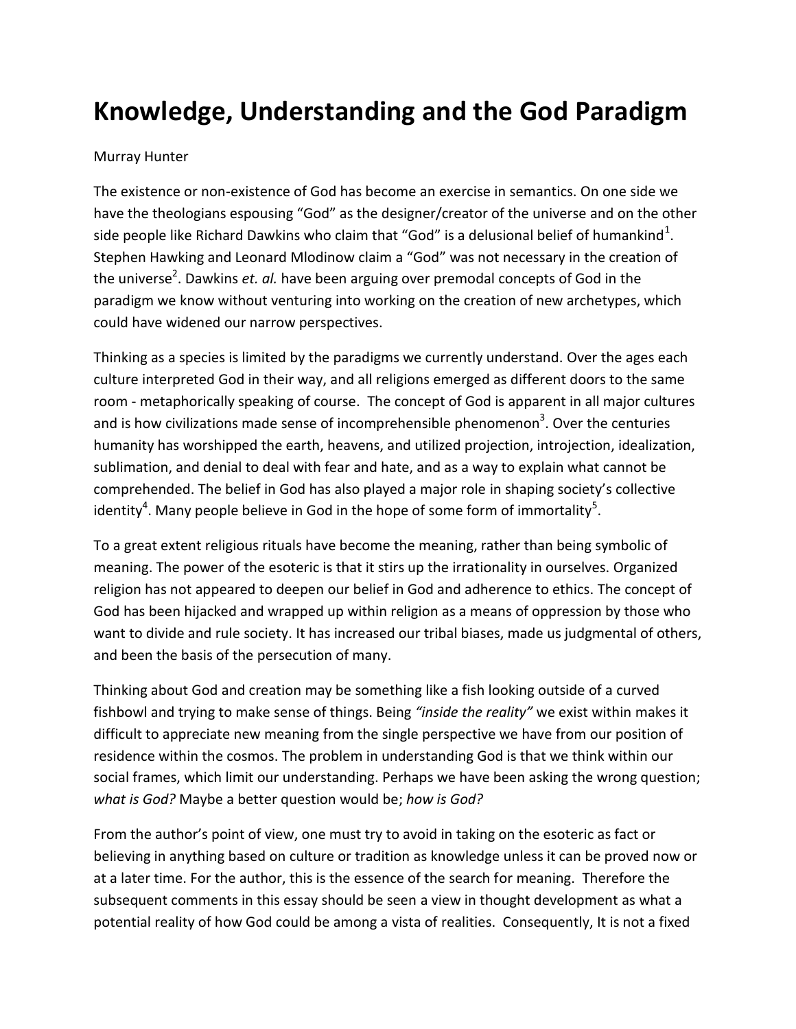# Knowledge, Understanding and the God Paradigm

Murray Hunter

The existence or non-existence of God has become an exercise in semantics. On one side we have the theologians espousing "God" as the designer/creator of the universe and on the other side people like Richard Dawkins who claim that "God" is a delusional belief of humankind[1]. Stephen Hawking and Leonard Mlodinow claim a "God" was not necessary in the creation of the universe[2]. Dawkins *et. al.* have been arguing over premodal concepts of God in the paradigm we know without venturing into working on the creation of new archetypes, which could have widened our narrow perspectives.

Thinking as a species is limited by the paradigms we currently understand. Over the ages each culture interpreted God in their way, and all religions emerged as different doors to the same room - metaphorically speaking of course. The concept of God is apparent in all major cultures and is how civilizations made sense of incomprehensible phenomenon[3]. Over the centuries humanity has worshipped the earth, heavens, and utilized projection, introjection, idealization, sublimation, and denial to deal with fear and hate, and as a way to explain what cannot be comprehended. The belief in God has also played a major role in shaping society's collective identity[4]. Many people believe in God in the hope of some form of immortality[5].

To a great extent religious rituals have become the meaning, rather than being symbolic of meaning. The power of the esoteric is that it stirs up the irrationality in ourselves. Organized religion has not appeared to deepen our belief in God and adherence to ethics. The concept of God has been hijacked and wrapped up within religion as a means of oppression by those who want to divide and rule society. It has increased our tribal biases, made us judgmental of others, and been the basis of the persecution of many.

Thinking about God and creation may be something like a fish looking outside of a curved fishbowl and trying to make sense of things. Being *"inside the reality"* we exist within makes it difficult to appreciate new meaning from the single perspective we have from our position of residence within the cosmos. The problem in understanding God is that we think within our social frames, which limit our understanding. Perhaps we have been asking the wrong question; *what is God?* Maybe a better question would be; *how is God?*

From the author's point of view, one must try to avoid in taking on the esoteric as fact or believing in anything based on culture or tradition as knowledge unless it can be proved now or at a later time. For the author, this is the essence of the search for meaning. Therefore the subsequent comments in this essay should be seen a view in thought development as what a potential reality of how God could be among a vista of realities. Consequently, It is not a fixed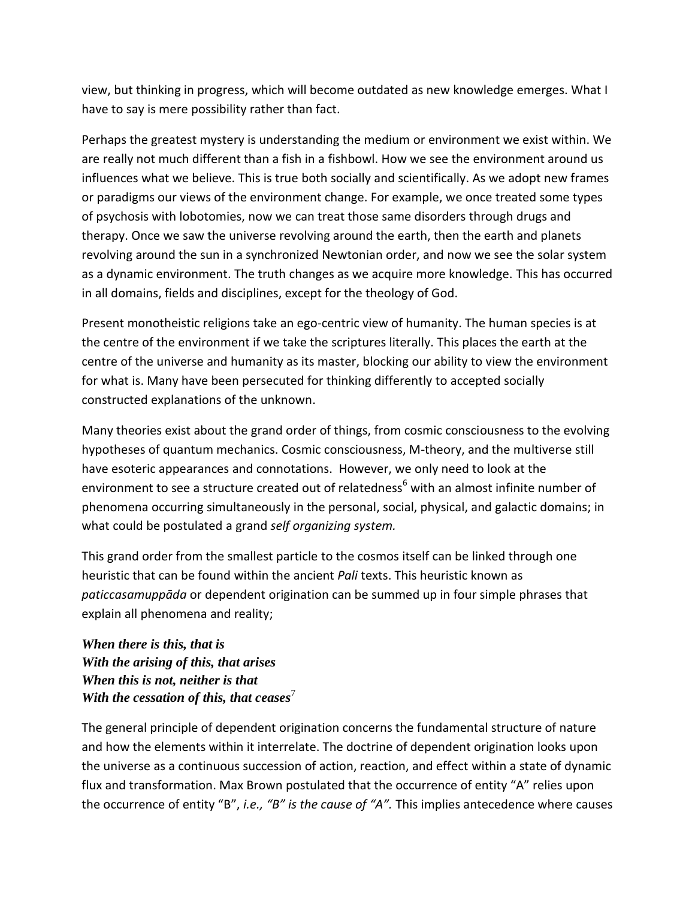view, but thinking in progress, which will become outdated as new knowledge emerges. What I have to say is mere possibility rather than fact.

Perhaps the greatest mystery is understanding the medium or environment we exist within. We are really not much different than a fish in a fishbowl. How we see the environment around us influences what we believe. This is true both socially and scientifically. As we adopt new frames or paradigms our views of the environment change. For example, we once treated some types of psychosis with lobotomies, now we can treat those same disorders through drugs and therapy. Once we saw the universe revolving around the earth, then the earth and planets revolving around the sun in a synchronized Newtonian order, and now we see the solar system as a dynamic environment. The truth changes as we acquire more knowledge. This has occurred in all domains, fields and disciplines, except for the theology of God.

Present monotheistic religions take an ego-centric view of humanity. The human species is at the centre of the environment if we take the scriptures literally. This places the earth at the centre of the universe and humanity as its master, blocking our ability to view the environment for what is. Many have been persecuted for thinking differently to accepted socially constructed explanations of the unknown.

Many theories exist about the grand order of things, from cosmic consciousness to the evolving hypotheses of quantum mechanics. Cosmic consciousness, M-theory, and the multiverse still have esoteric appearances and connotations. However, we only need to look at the environment to see a structure created out of relatedness[6] with an almost infinite number of phenomena occurring simultaneously in the personal, social, physical, and galactic domains; in what could be postulated a grand *self organizing system.*

This grand order from the smallest particle to the cosmos itself can be linked through one heuristic that can be found within the ancient *Pali* texts. This heuristic known as *paticcasamuppāda* or dependent origination can be summed up in four simple phrases that explain all phenomena and reality;

***When there is this, that is***
***With the arising of this, that arises***
***When this is not, neither is that***
***With the cessation of this, that ceases***[7]

The general principle of dependent origination concerns the fundamental structure of nature and how the elements within it interrelate. The doctrine of dependent origination looks upon the universe as a continuous succession of action, reaction, and effect within a state of dynamic flux and transformation. Max Brown postulated that the occurrence of entity "A" relies upon the occurrence of entity "B", *i.e., "B" is the cause of "A".* This implies antecedence where causes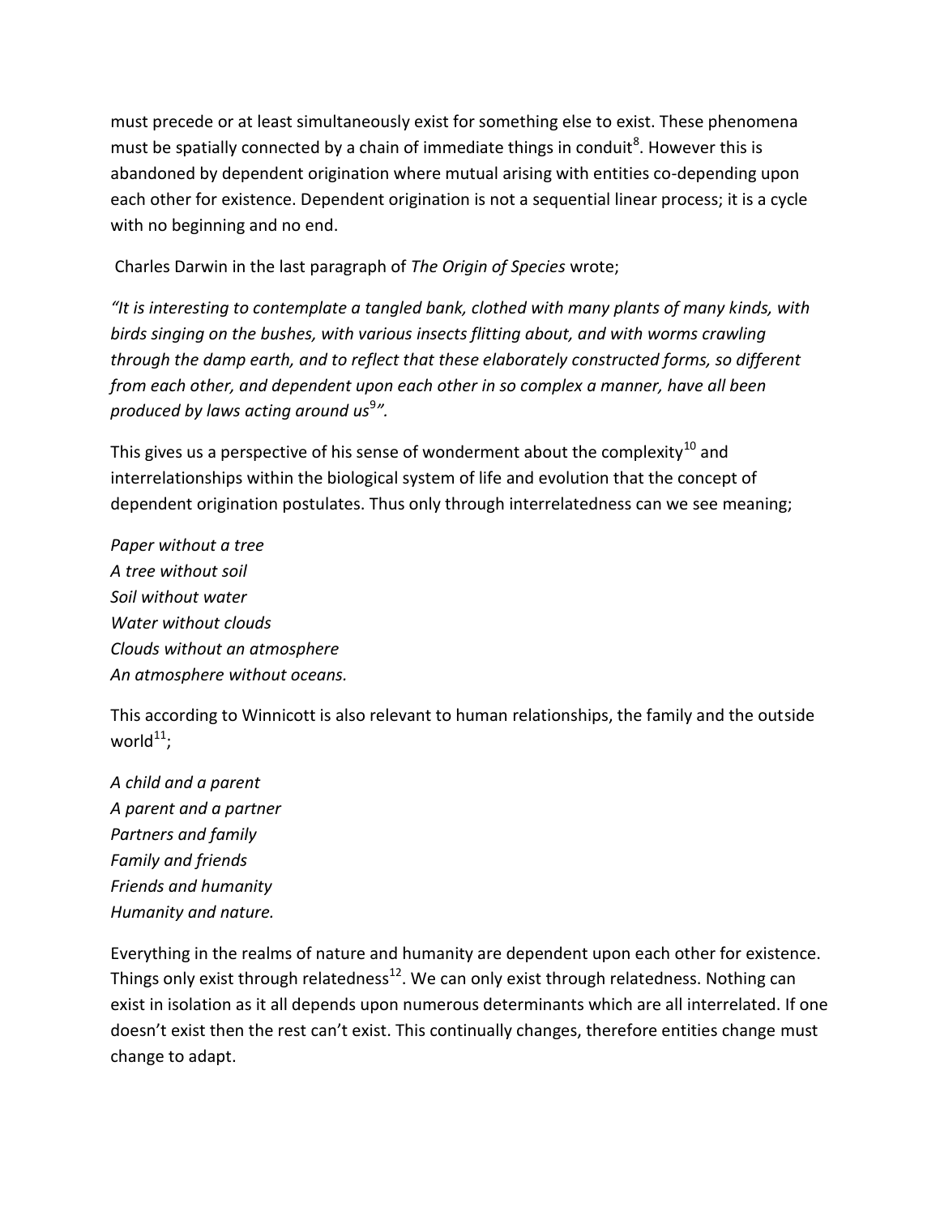must precede or at least simultaneously exist for something else to exist. These phenomena must be spatially connected by a chain of immediate things in conduit[8]. However this is abandoned by dependent origination where mutual arising with entities co-depending upon each other for existence. Dependent origination is not a sequential linear process; it is a cycle with no beginning and no end.

Charles Darwin in the last paragraph of *The Origin of Species* wrote;

*"It is interesting to contemplate a tangled bank, clothed with many plants of many kinds, with birds singing on the bushes, with various insects flitting about, and with worms crawling through the damp earth, and to reflect that these elaborately constructed forms, so different from each other, and dependent upon each other in so complex a manner, have all been produced by laws acting around us[9]".*

This gives us a perspective of his sense of wonderment about the complexity[10] and interrelationships within the biological system of life and evolution that the concept of dependent origination postulates. Thus only through interrelatedness can we see meaning;

*Paper without a tree*
*A tree without soil*
*Soil without water*
*Water without clouds*
*Clouds without an atmosphere*
*An atmosphere without oceans.*

This according to Winnicott is also relevant to human relationships, the family and the outside world[11];

*A child and a parent*
*A parent and a partner*
*Partners and family*
*Family and friends*
*Friends and humanity*
*Humanity and nature.*

Everything in the realms of nature and humanity are dependent upon each other for existence. Things only exist through relatedness[12]. We can only exist through relatedness. Nothing can exist in isolation as it all depends upon numerous determinants which are all interrelated. If one doesn't exist then the rest can't exist. This continually changes, therefore entities change must change to adapt.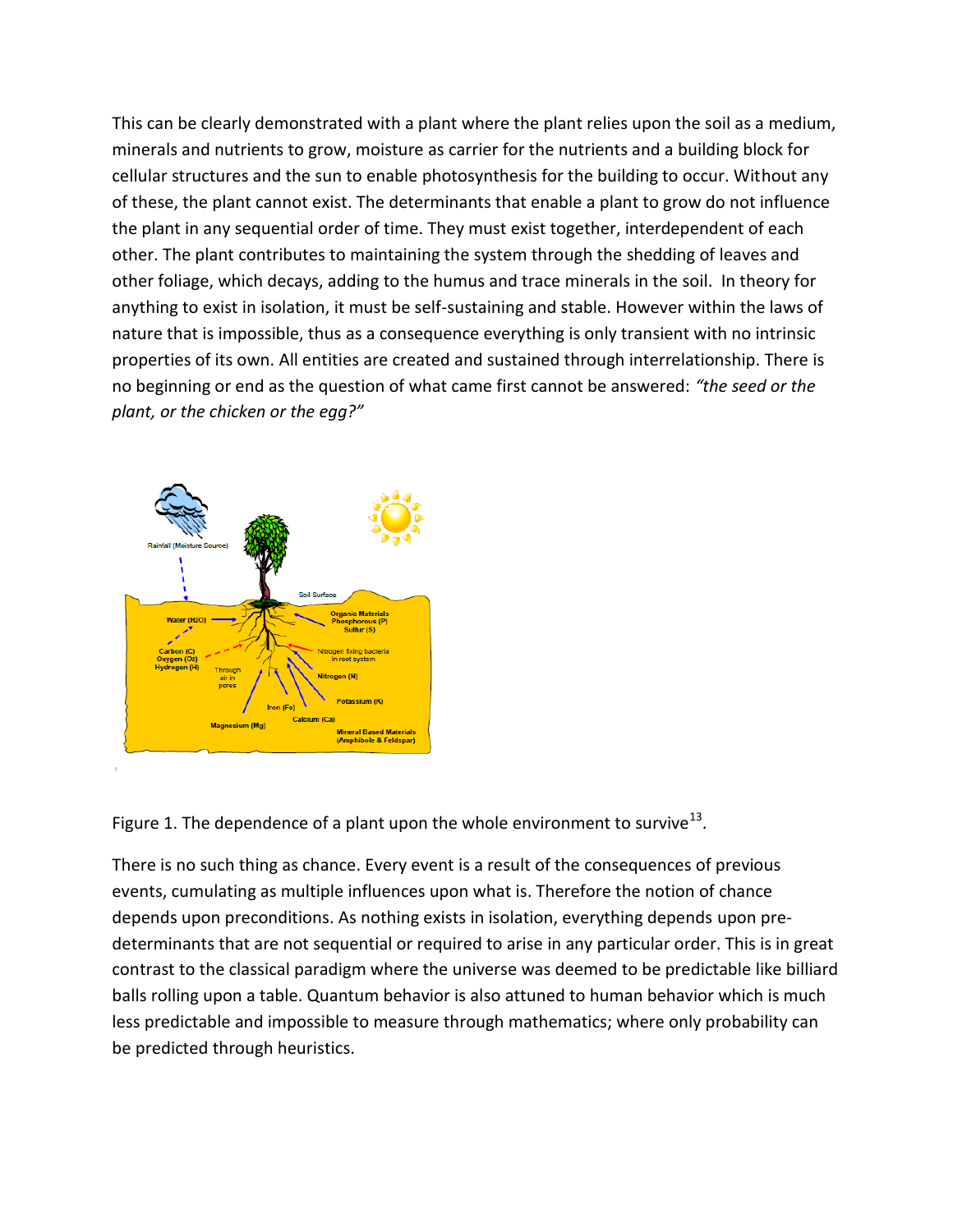This can be clearly demonstrated with a plant where the plant relies upon the soil as a medium, minerals and nutrients to grow, moisture as carrier for the nutrients and a building block for cellular structures and the sun to enable photosynthesis for the building to occur. Without any of these, the plant cannot exist. The determinants that enable a plant to grow do not influence the plant in any sequential order of time. They must exist together, interdependent of each other. The plant contributes to maintaining the system through the shedding of leaves and other foliage, which decays, adding to the humus and trace minerals in the soil. In theory for anything to exist in isolation, it must be self-sustaining and stable. However within the laws of nature that is impossible, thus as a consequence everything is only transient with no intrinsic properties of its own. All entities are created and sustained through interrelationship. There is no beginning or end as the question of what came first cannot be answered: *"the seed or the plant, or the chicken or the egg?"*

Figure 1. The dependence of a plant upon the whole environment to survive[13].

There is no such thing as chance. Every event is a result of the consequences of previous events, cumulating as multiple influences upon what is. Therefore the notion of chance depends upon preconditions. As nothing exists in isolation, everything depends upon pre-determinants that are not sequential or required to arise in any particular order. This is in great contrast to the classical paradigm where the universe was deemed to be predictable like billiard balls rolling upon a table. Quantum behavior is also attuned to human behavior which is much less predictable and impossible to measure through mathematics; where only probability can be predicted through heuristics.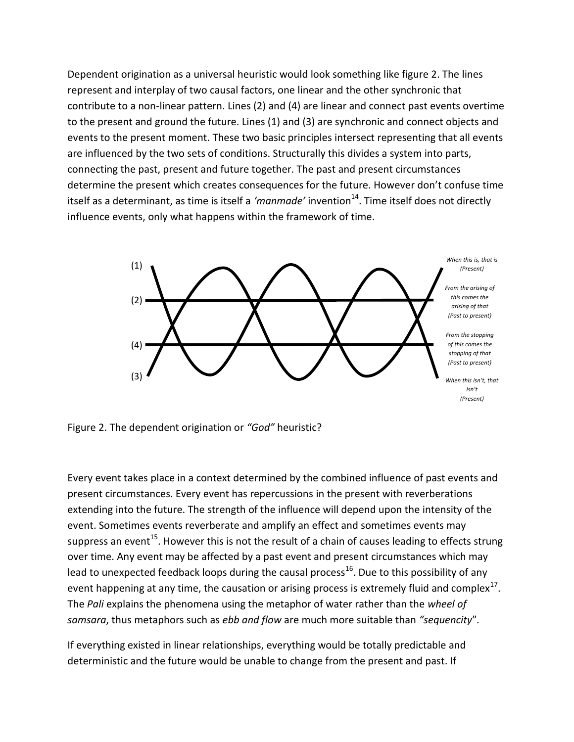Dependent origination as a universal heuristic would look something like figure 2. The lines represent and interplay of two causal factors, one linear and the other synchronic that contribute to a non-linear pattern. Lines (2) and (4) are linear and connect past events overtime to the present and ground the future. Lines (1) and (3) are synchronic and connect objects and events to the present moment. These two basic principles intersect representing that all events are influenced by the two sets of conditions. Structurally this divides a system into parts, connecting the past, present and future together. The past and present circumstances determine the present which creates consequences for the future. However don't confuse time itself as a determinant, as time is itself a *'manmade'* invention[14]. Time itself does not directly influence events, only what happens within the framework of time.

(1) *When this is, that is (Present)*

(2) *From the arising of this comes the arising of that (Past to present)*

(4) *From the stopping of this comes the stopping of that (Past to present)*

(3) *When this isn't, that isn't (Present)*

Figure 2. The dependent origination or *"God"* heuristic?

Every event takes place in a context determined by the combined influence of past events and present circumstances. Every event has repercussions in the present with reverberations extending into the future. The strength of the influence will depend upon the intensity of the event. Sometimes events reverberate and amplify an effect and sometimes events may suppress an event[15]. However this is not the result of a chain of causes leading to effects strung over time. Any event may be affected by a past event and present circumstances which may lead to unexpected feedback loops during the causal process[16]. Due to this possibility of any event happening at any time, the causation or arising process is extremely fluid and complex[17]. The *Pali* explains the phenomena using the metaphor of water rather than the *wheel of samsara*, thus metaphors such as *ebb and flow* are much more suitable than *"sequencity*".

If everything existed in linear relationships, everything would be totally predictable and deterministic and the future would be unable to change from the present and past. If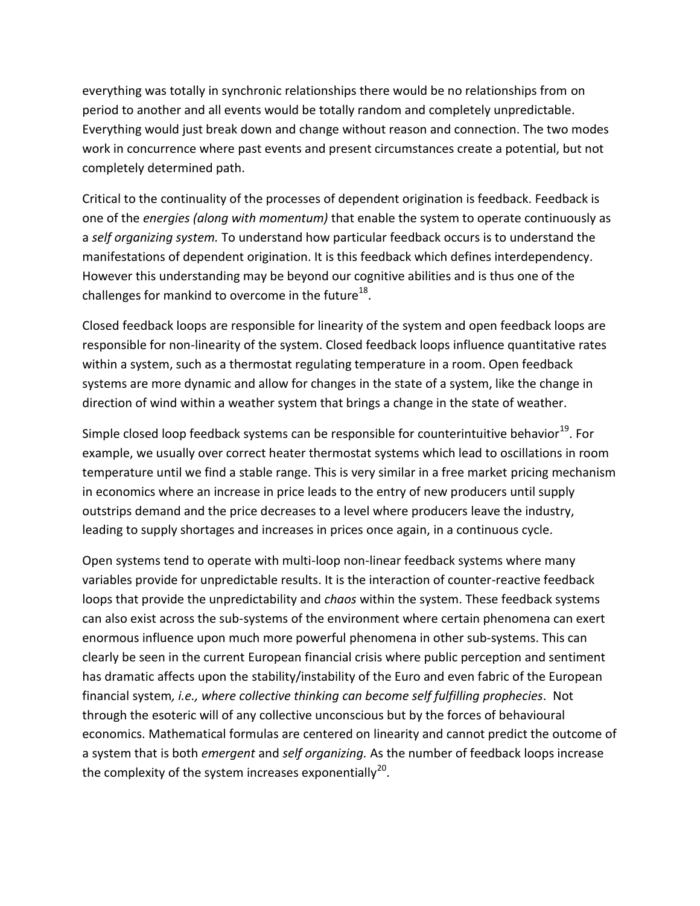everything was totally in synchronic relationships there would be no relationships from on period to another and all events would be totally random and completely unpredictable. Everything would just break down and change without reason and connection. The two modes work in concurrence where past events and present circumstances create a potential, but not completely determined path.

Critical to the continuality of the processes of dependent origination is feedback. Feedback is one of the *energies (along with momentum)* that enable the system to operate continuously as a *self organizing system.* To understand how particular feedback occurs is to understand the manifestations of dependent origination. It is this feedback which defines interdependency. However this understanding may be beyond our cognitive abilities and is thus one of the challenges for mankind to overcome in the future[18].

Closed feedback loops are responsible for linearity of the system and open feedback loops are responsible for non-linearity of the system. Closed feedback loops influence quantitative rates within a system, such as a thermostat regulating temperature in a room. Open feedback systems are more dynamic and allow for changes in the state of a system, like the change in direction of wind within a weather system that brings a change in the state of weather.

Simple closed loop feedback systems can be responsible for counterintuitive behavior[19]. For example, we usually over correct heater thermostat systems which lead to oscillations in room temperature until we find a stable range. This is very similar in a free market pricing mechanism in economics where an increase in price leads to the entry of new producers until supply outstrips demand and the price decreases to a level where producers leave the industry, leading to supply shortages and increases in prices once again, in a continuous cycle.

Open systems tend to operate with multi-loop non-linear feedback systems where many variables provide for unpredictable results. It is the interaction of counter-reactive feedback loops that provide the unpredictability and *chaos* within the system. These feedback systems can also exist across the sub-systems of the environment where certain phenomena can exert enormous influence upon much more powerful phenomena in other sub-systems. This can clearly be seen in the current European financial crisis where public perception and sentiment has dramatic affects upon the stability/instability of the Euro and even fabric of the European financial system*, i.e., where collective thinking can become self fulfilling prophecies*. Not through the esoteric will of any collective unconscious but by the forces of behavioural economics. Mathematical formulas are centered on linearity and cannot predict the outcome of a system that is both *emergent* and *self organizing.* As the number of feedback loops increase the complexity of the system increases exponentially[20].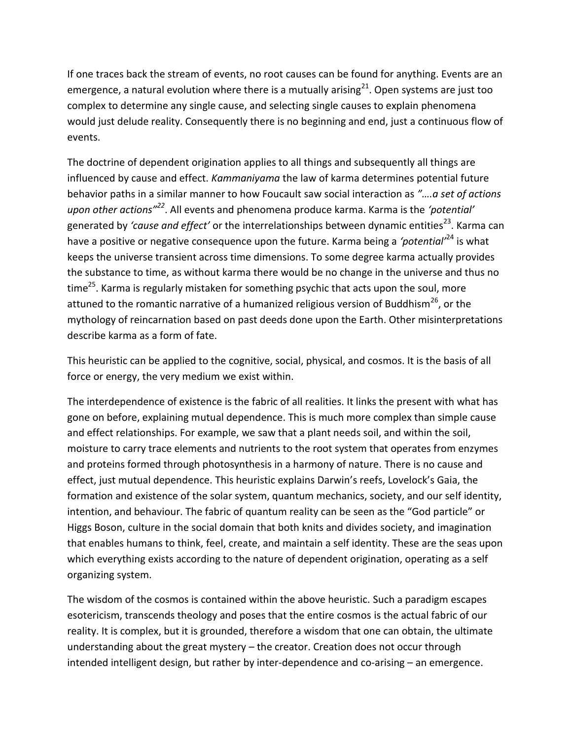If one traces back the stream of events, no root causes can be found for anything. Events are an emergence, a natural evolution where there is a mutually arising[21]. Open systems are just too complex to determine any single cause, and selecting single causes to explain phenomena would just delude reality. Consequently there is no beginning and end, just a continuous flow of events.

The doctrine of dependent origination applies to all things and subsequently all things are influenced by cause and effect. *Kammaniyama* the law of karma determines potential future behavior paths in a similar manner to how Foucault saw social interaction as *"….a set of actions upon other actions"*[22]. All events and phenomena produce karma. Karma is the *'potential'* generated by *'cause and effect'* or the interrelationships between dynamic entities[23]. Karma can have a positive or negative consequence upon the future. Karma being a *'potential'*[24] is what keeps the universe transient across time dimensions. To some degree karma actually provides the substance to time, as without karma there would be no change in the universe and thus no time[25]. Karma is regularly mistaken for something psychic that acts upon the soul, more attuned to the romantic narrative of a humanized religious version of Buddhism[26], or the mythology of reincarnation based on past deeds done upon the Earth. Other misinterpretations describe karma as a form of fate.

This heuristic can be applied to the cognitive, social, physical, and cosmos. It is the basis of all force or energy, the very medium we exist within.

The interdependence of existence is the fabric of all realities. It links the present with what has gone on before, explaining mutual dependence. This is much more complex than simple cause and effect relationships. For example, we saw that a plant needs soil, and within the soil, moisture to carry trace elements and nutrients to the root system that operates from enzymes and proteins formed through photosynthesis in a harmony of nature. There is no cause and effect, just mutual dependence. This heuristic explains Darwin's reefs, Lovelock's Gaia, the formation and existence of the solar system, quantum mechanics, society, and our self identity, intention, and behaviour. The fabric of quantum reality can be seen as the "God particle" or Higgs Boson, culture in the social domain that both knits and divides society, and imagination that enables humans to think, feel, create, and maintain a self identity. These are the seas upon which everything exists according to the nature of dependent origination, operating as a self organizing system.

The wisdom of the cosmos is contained within the above heuristic. Such a paradigm escapes esotericism, transcends theology and poses that the entire cosmos is the actual fabric of our reality. It is complex, but it is grounded, therefore a wisdom that one can obtain, the ultimate understanding about the great mystery – the creator. Creation does not occur through intended intelligent design, but rather by inter-dependence and co-arising – an emergence.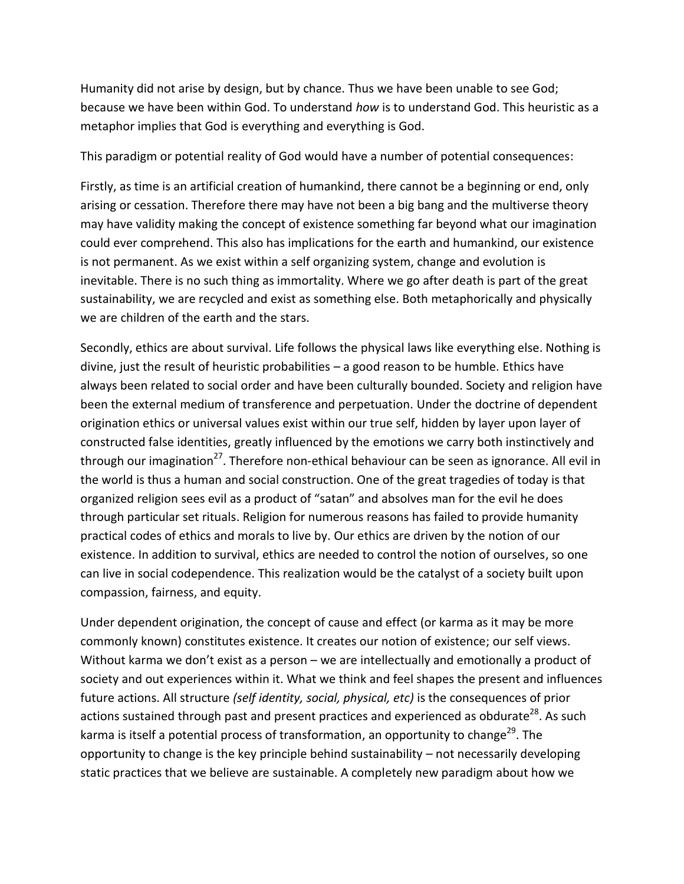Humanity did not arise by design, but by chance. Thus we have been unable to see God; because we have been within God. To understand *how* is to understand God. This heuristic as a metaphor implies that God is everything and everything is God.

This paradigm or potential reality of God would have a number of potential consequences:

Firstly, as time is an artificial creation of humankind, there cannot be a beginning or end, only arising or cessation. Therefore there may have not been a big bang and the multiverse theory may have validity making the concept of existence something far beyond what our imagination could ever comprehend. This also has implications for the earth and humankind, our existence is not permanent. As we exist within a self organizing system, change and evolution is inevitable. There is no such thing as immortality. Where we go after death is part of the great sustainability, we are recycled and exist as something else. Both metaphorically and physically we are children of the earth and the stars.

Secondly, ethics are about survival. Life follows the physical laws like everything else. Nothing is divine, just the result of heuristic probabilities – a good reason to be humble. Ethics have always been related to social order and have been culturally bounded. Society and religion have been the external medium of transference and perpetuation. Under the doctrine of dependent origination ethics or universal values exist within our true self, hidden by layer upon layer of constructed false identities, greatly influenced by the emotions we carry both instinctively and through our imagination[27]. Therefore non-ethical behaviour can be seen as ignorance. All evil in the world is thus a human and social construction. One of the great tragedies of today is that organized religion sees evil as a product of "satan" and absolves man for the evil he does through particular set rituals. Religion for numerous reasons has failed to provide humanity practical codes of ethics and morals to live by. Our ethics are driven by the notion of our existence. In addition to survival, ethics are needed to control the notion of ourselves, so one can live in social codependence. This realization would be the catalyst of a society built upon compassion, fairness, and equity.

Under dependent origination, the concept of cause and effect (or karma as it may be more commonly known) constitutes existence. It creates our notion of existence; our self views. Without karma we don't exist as a person – we are intellectually and emotionally a product of society and out experiences within it. What we think and feel shapes the present and influences future actions. All structure *(self identity, social, physical, etc)* is the consequences of prior actions sustained through past and present practices and experienced as obdurate[28]. As such karma is itself a potential process of transformation, an opportunity to change[29]. The opportunity to change is the key principle behind sustainability – not necessarily developing static practices that we believe are sustainable. A completely new paradigm about how we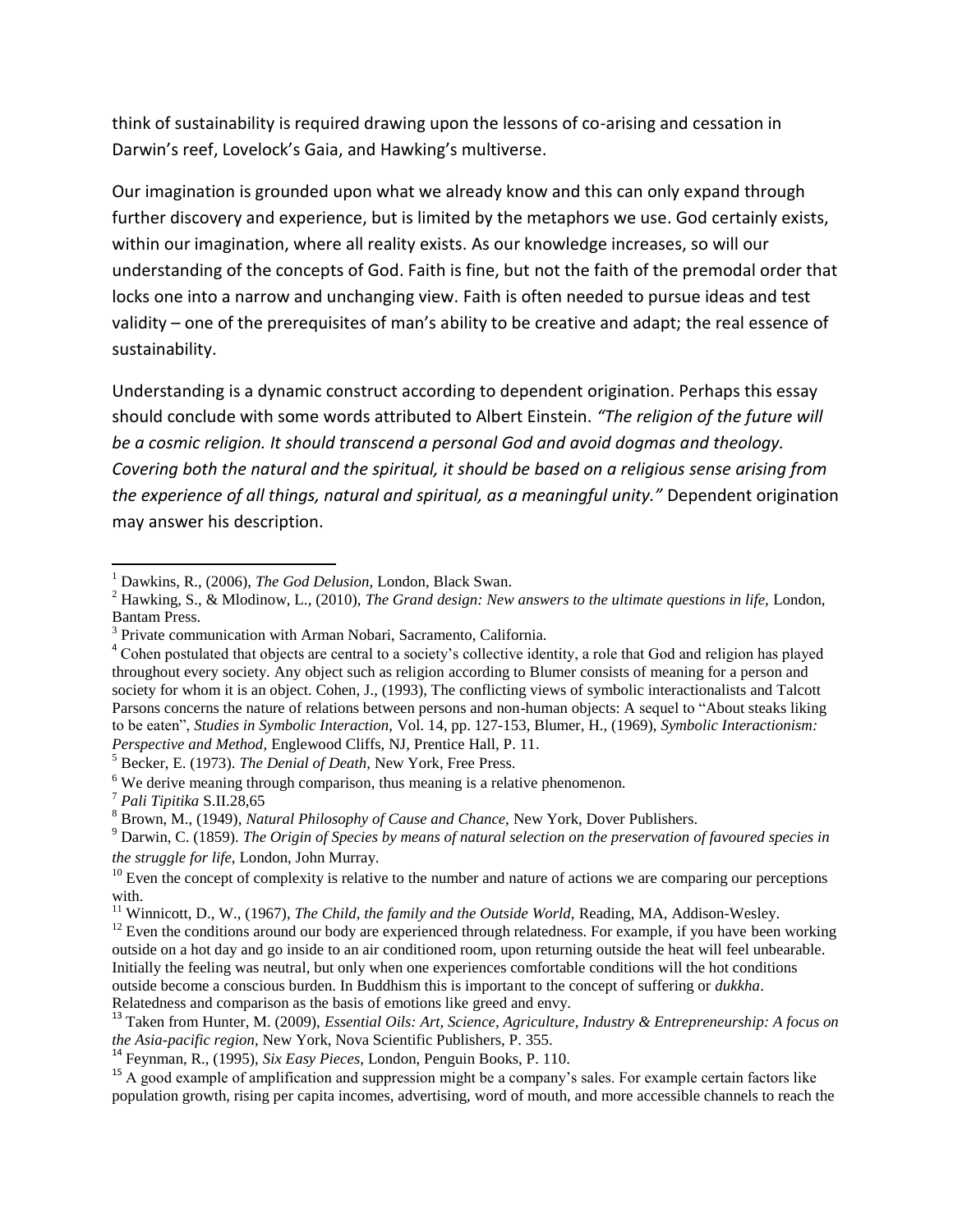think of sustainability is required drawing upon the lessons of co-arising and cessation in Darwin's reef, Lovelock's Gaia, and Hawking's multiverse.

Our imagination is grounded upon what we already know and this can only expand through further discovery and experience, but is limited by the metaphors we use. God certainly exists, within our imagination, where all reality exists. As our knowledge increases, so will our understanding of the concepts of God. Faith is fine, but not the faith of the premodal order that locks one into a narrow and unchanging view. Faith is often needed to pursue ideas and test validity – one of the prerequisites of man's ability to be creative and adapt; the real essence of sustainability.

Understanding is a dynamic construct according to dependent origination. Perhaps this essay should conclude with some words attributed to Albert Einstein. *"The religion of the future will be a cosmic religion. It should transcend a personal God and avoid dogmas and theology. Covering both the natural and the spiritual, it should be based on a religious sense arising from the experience of all things, natural and spiritual, as a meaningful unity."* Dependent origination may answer his description.

---

[1] Dawkins, R., (2006), *The God Delusion*, London, Black Swan.

[2] Hawking, S., & Mlodinow, L., (2010), *The Grand design: New answers to the ultimate questions in life,* London, Bantam Press.

[3] Private communication with Arman Nobari, Sacramento, California.

[4] Cohen postulated that objects are central to a society's collective identity, a role that God and religion has played throughout every society. Any object such as religion according to Blumer consists of meaning for a person and society for whom it is an object. Cohen, J., (1993), The conflicting views of symbolic interactionalists and Talcott Parsons concerns the nature of relations between persons and non-human objects: A sequel to "About steaks liking to be eaten", *Studies in Symbolic Interaction,* Vol. 14, pp. 127-153, Blumer, H., (1969), *Symbolic Interactionism: Perspective and Method,* Englewood Cliffs, NJ, Prentice Hall, P. 11.

[5] Becker, E. (1973). *The Denial of Death,* New York, Free Press.

[6] We derive meaning through comparison, thus meaning is a relative phenomenon.

[7] *Pali Tipitika* S.II.28,65

[8] Brown, M., (1949), *Natural Philosophy of Cause and Chance,* New York, Dover Publishers.

[9] Darwin, C. (1859). *The Origin of Species by means of natural selection on the preservation of favoured species in the struggle for life,* London, John Murray.

[10] Even the concept of complexity is relative to the number and nature of actions we are comparing our perceptions with.

[11] Winnicott, D., W., (1967), *The Child, the family and the Outside World,* Reading, MA, Addison-Wesley.

[12] Even the conditions around our body are experienced through relatedness. For example, if you have been working outside on a hot day and go inside to an air conditioned room, upon returning outside the heat will feel unbearable. Initially the feeling was neutral, but only when one experiences comfortable conditions will the hot conditions outside become a conscious burden. In Buddhism this is important to the concept of suffering or *dukkha*. Relatedness and comparison as the basis of emotions like greed and envy.

[13] Taken from Hunter, M. (2009), *Essential Oils: Art, Science, Agriculture, Industry & Entrepreneurship: A focus on the Asia-pacific region,* New York, Nova Scientific Publishers, P. 355.

[14] Feynman, R., (1995), *Six Easy Pieces,* London, Penguin Books, P. 110.

[15] A good example of amplification and suppression might be a company's sales. For example certain factors like population growth, rising per capita incomes, advertising, word of mouth, and more accessible channels to reach the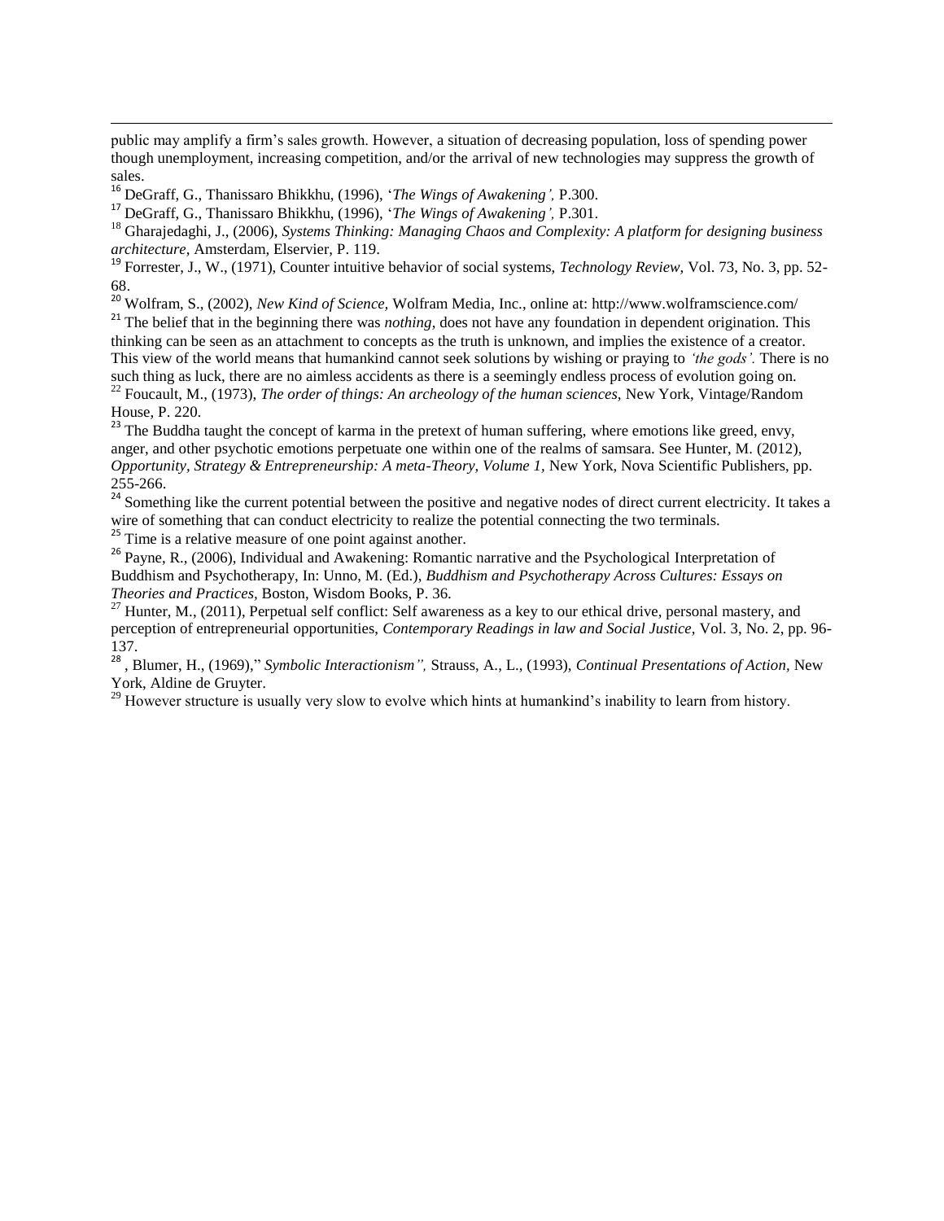public may amplify a firm's sales growth. However, a situation of decreasing population, loss of spending power though unemployment, increasing competition, and/or the arrival of new technologies may suppress the growth of sales.

[16] DeGraff, G., Thanissaro Bhikkhu, (1996), '*The Wings of Awakening',* P.300.

[17] DeGraff, G., Thanissaro Bhikkhu, (1996), '*The Wings of Awakening',* P.301.

[18] Gharajedaghi, J., (2006), *Systems Thinking: Managing Chaos and Complexity: A platform for designing business architecture,* Amsterdam, Elservier, P. 119.

[19] Forrester, J., W., (1971), Counter intuitive behavior of social systems, *Technology Review,* Vol. 73, No. 3, pp. 52-68.

[20] Wolfram, S., (2002), *New Kind of Science,* Wolfram Media, Inc., online at: http://www.wolframscience.com/

[21] The belief that in the beginning there was *nothing*, does not have any foundation in dependent origination. This thinking can be seen as an attachment to concepts as the truth is unknown, and implies the existence of a creator. This view of the world means that humankind cannot seek solutions by wishing or praying to *'the gods'.* There is no such thing as luck, there are no aimless accidents as there is a seemingly endless process of evolution going on.

[22] Foucault, M., (1973), *The order of things: An archeology of the human sciences,* New York, Vintage/Random House, P. 220.

[23] The Buddha taught the concept of karma in the pretext of human suffering, where emotions like greed, envy, anger, and other psychotic emotions perpetuate one within one of the realms of samsara. See Hunter, M. (2012), *Opportunity, Strategy & Entrepreneurship: A meta-Theory, Volume 1,* New York, Nova Scientific Publishers, pp. 255-266.

[24] Something like the current potential between the positive and negative nodes of direct current electricity. It takes a wire of something that can conduct electricity to realize the potential connecting the two terminals.

[25] Time is a relative measure of one point against another.

[26] Payne, R., (2006), Individual and Awakening: Romantic narrative and the Psychological Interpretation of Buddhism and Psychotherapy, In: Unno, M. (Ed.), *Buddhism and Psychotherapy Across Cultures: Essays on Theories and Practices,* Boston, Wisdom Books, P. 36.

[27] Hunter, M., (2011), Perpetual self conflict: Self awareness as a key to our ethical drive, personal mastery, and perception of entrepreneurial opportunities, *Contemporary Readings in law and Social Justice,* Vol. 3, No. 2, pp. 96-137.

[28] , Blumer, H., (1969)," *Symbolic Interactionism",* Strauss, A., L., (1993), *Continual Presentations of Action,* New York, Aldine de Gruyter.

[29] However structure is usually very slow to evolve which hints at humankind's inability to learn from history.